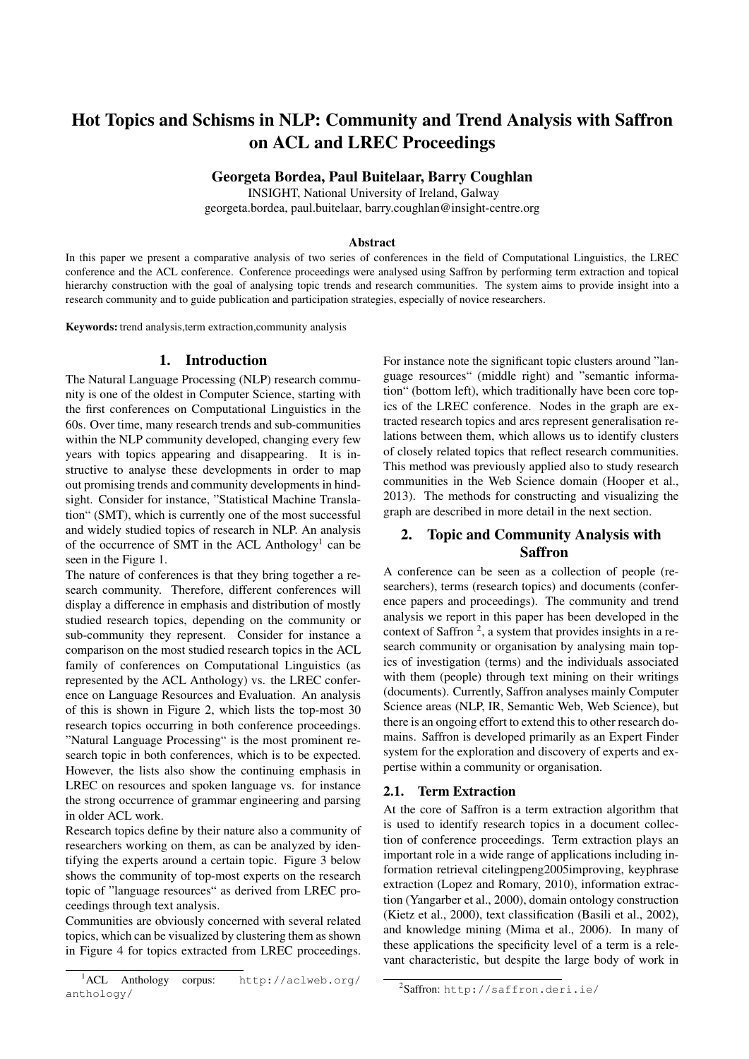# Hot Topics and Schisms in NLP: Community and Trend Analysis with Saffron on ACL and LREC Proceedings

**Georgeta Bordea, Paul Buitelaar, Barry Coughlan**

INSIGHT, National University of Ireland, Galway
georgeta.bordea, paul.buitelaar, barry.coughlan@insight-centre.org

### Abstract

In this paper we present a comparative analysis of two series of conferences in the field of Computational Linguistics, the LREC conference and the ACL conference. Conference proceedings were analysed using Saffron by performing term extraction and topical hierarchy construction with the goal of analysing topic trends and research communities. The system aims to provide insight into a research community and to guide publication and participation strategies, especially of novice researchers.

**Keywords:** trend analysis,term extraction,community analysis

## 1. Introduction

The Natural Language Processing (NLP) research community is one of the oldest in Computer Science, starting with the first conferences on Computational Linguistics in the 60s. Over time, many research trends and sub-communities within the NLP community developed, changing every few years with topics appearing and disappearing. It is instructive to analyse these developments in order to map out promising trends and community developments in hindsight. Consider for instance, "Statistical Machine Translation" (SMT), which is currently one of the most successful and widely studied topics of research in NLP. An analysis of the occurrence of SMT in the ACL Anthology[1] can be seen in the Figure 1.

The nature of conferences is that they bring together a research community. Therefore, different conferences will display a difference in emphasis and distribution of mostly studied research topics, depending on the community or sub-community they represent. Consider for instance a comparison on the most studied research topics in the ACL family of conferences on Computational Linguistics (as represented by the ACL Anthology) vs. the LREC conference on Language Resources and Evaluation. An analysis of this is shown in Figure 2, which lists the top-most 30 research topics occurring in both conference proceedings. "Natural Language Processing" is the most prominent research topic in both conferences, which is to be expected. However, the lists also show the continuing emphasis in LREC on resources and spoken language vs. for instance the strong occurrence of grammar engineering and parsing in older ACL work.

Research topics define by their nature also a community of researchers working on them, as can be analyzed by identifying the experts around a certain topic. Figure 3 below shows the community of top-most experts on the research topic of "language resources" as derived from LREC proceedings through text analysis.

Communities are obviously concerned with several related topics, which can be visualized by clustering them as shown in Figure 4 for topics extracted from LREC proceedings. For instance note the significant topic clusters around "language resources" (middle right) and "semantic information" (bottom left), which traditionally have been core topics of the LREC conference. Nodes in the graph are extracted research topics and arcs represent generalisation relations between them, which allows us to identify clusters of closely related topics that reflect research communities. This method was previously applied also to study research communities in the Web Science domain (Hooper et al., 2013). The methods for constructing and visualizing the graph are described in more detail in the next section.

## 2. Topic and Community Analysis with Saffron

A conference can be seen as a collection of people (researchers), terms (research topics) and documents (conference papers and proceedings). The community and trend analysis we report in this paper has been developed in the context of Saffron [2], a system that provides insights in a research community or organisation by analysing main topics of investigation (terms) and the individuals associated with them (people) through text mining on their writings (documents). Currently, Saffron analyses mainly Computer Science areas (NLP, IR, Semantic Web, Web Science), but there is an ongoing effort to extend this to other research domains. Saffron is developed primarily as an Expert Finder system for the exploration and discovery of experts and expertise within a community or organisation.

### 2.1. Term Extraction

At the core of Saffron is a term extraction algorithm that is used to identify research topics in a document collection of conference proceedings. Term extraction plays an important role in a wide range of applications including information retrieval citelingpeng2005improving, keyphrase extraction (Lopez and Romary, 2010), information extraction (Yangarber et al., 2000), domain ontology construction (Kietz et al., 2000), text classification (Basili et al., 2002), and knowledge mining (Mima et al., 2006). In many of these applications the specificity level of a term is a relevant characteristic, but despite the large body of work in

---

[1] ACL Anthology corpus: http://aclweb.org/anthology/

[2] Saffron: http://saffron.deri.ie/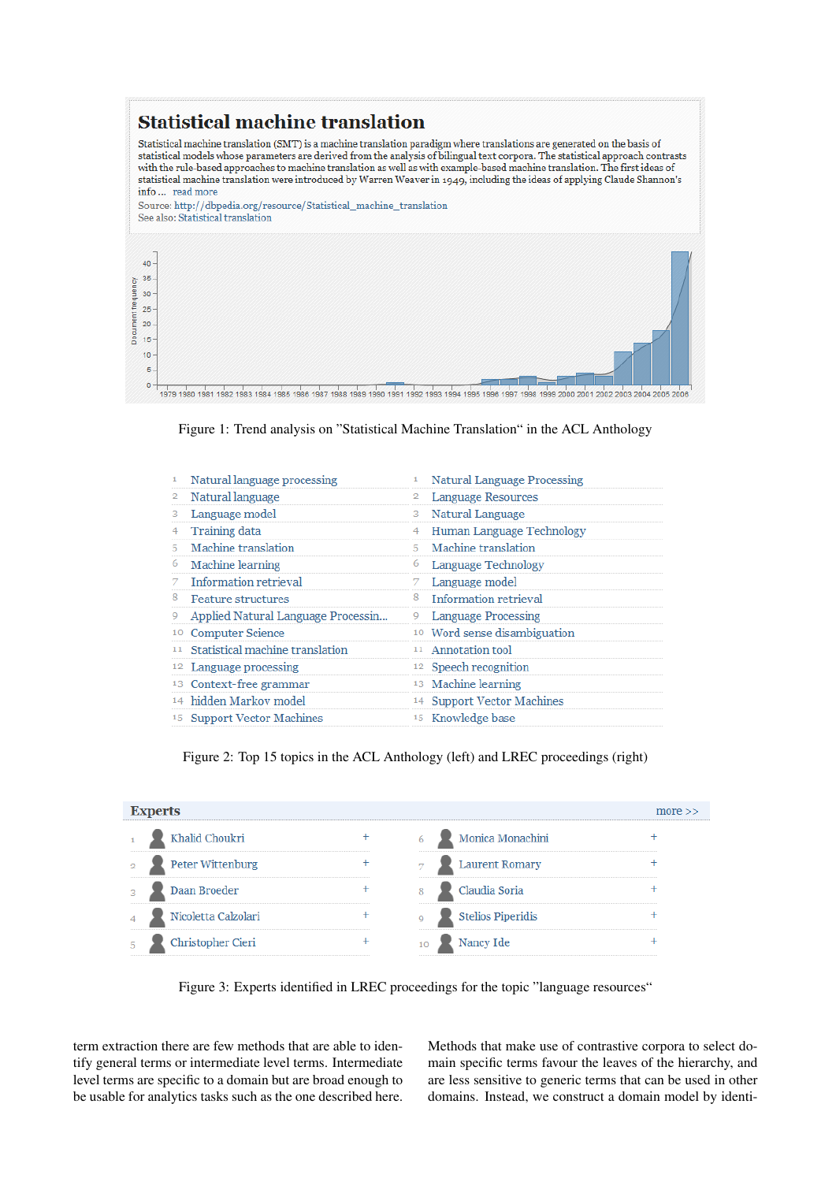**Statistical machine translation**

Statistical machine translation (SMT) is a machine translation paradigm where translations are generated on the basis of statistical models whose parameters are derived from the analysis of bilingual text corpora. The statistical approach contrasts with the rule-based approaches to machine translation as well as with example-based machine translation. The first ideas of statistical machine translation were introduced by Warren Weaver in 1949, including the ideas of applying Claude Shannon's info ... read more

Source: http://dbpedia.org/resource/Statistical_machine_translation

See also: Statistical translation

Figure 1: Trend analysis on "Statistical Machine Translation" in the ACL Anthology

| | ACL Anthology | | LREC proceedings |
|---|---|---|---|
| 1 | Natural language processing | 1 | Natural Language Processing |
| 2 | Natural language | 2 | Language Resources |
| 3 | Language model | 3 | Natural Language |
| 4 | Training data | 4 | Human Language Technology |
| 5 | Machine translation | 5 | Machine translation |
| 6 | Machine learning | 6 | Language Technology |
| 7 | Information retrieval | 7 | Language model |
| 8 | Feature structures | 8 | Information retrieval |
| 9 | Applied Natural Language Processin... | 9 | Language Processing |
| 10 | Computer Science | 10 | Word sense disambiguation |
| 11 | Statistical machine translation | 11 | Annotation tool |
| 12 | Language processing | 12 | Speech recognition |
| 13 | Context-free grammar | 13 | Machine learning |
| 14 | hidden Markov model | 14 | Support Vector Machines |
| 15 | Support Vector Machines | 15 | Knowledge base |

Figure 2: Top 15 topics in the ACL Anthology (left) and LREC proceedings (right)

**Experts**

| | | | |
|---|---|---|---|
| 1 | Khalid Choukri | 6 | Monica Monachini |
| 2 | Peter Wittenburg | 7 | Laurent Romary |
| 3 | Daan Broeder | 8 | Claudia Soria |
| 4 | Nicoletta Calzolari | 9 | Stelios Piperidis |
| 5 | Christopher Cieri | 10 | Nancy Ide |

Figure 3: Experts identified in LREC proceedings for the topic "language resources"

term extraction there are few methods that are able to identify general terms or intermediate level terms. Intermediate level terms are specific to a domain but are broad enough to be usable for analytics tasks such as the one described here. Methods that make use of contrastive corpora to select domain specific terms favour the leaves of the hierarchy, and are less sensitive to generic terms that can be used in other domains. Instead, we construct a domain model by identi-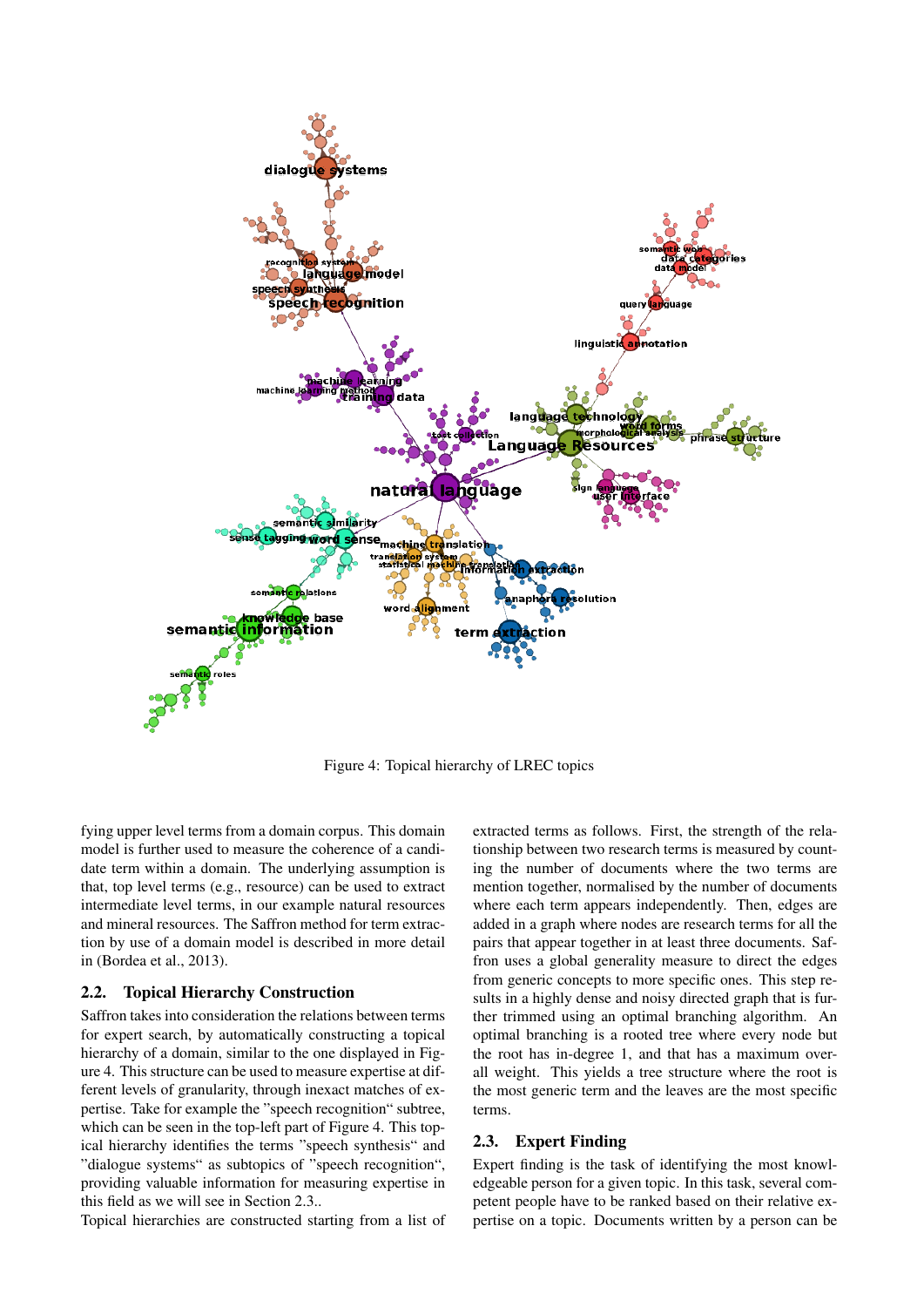Figure 4: Topical hierarchy of LREC topics

fying upper level terms from a domain corpus. This domain model is further used to measure the coherence of a candidate term within a domain. The underlying assumption is that, top level terms (e.g., resource) can be used to extract intermediate level terms, in our example natural resources and mineral resources. The Saffron method for term extraction by use of a domain model is described in more detail in (Bordea et al., 2013).

## 2.2. Topical Hierarchy Construction

Saffron takes into consideration the relations between terms for expert search, by automatically constructing a topical hierarchy of a domain, similar to the one displayed in Figure 4. This structure can be used to measure expertise at different levels of granularity, through inexact matches of expertise. Take for example the "speech recognition" subtree, which can be seen in the top-left part of Figure 4. This topical hierarchy identifies the terms "speech synthesis" and "dialogue systems" as subtopics of "speech recognition", providing valuable information for measuring expertise in this field as we will see in Section 2.3..

Topical hierarchies are constructed starting from a list of extracted terms as follows. First, the strength of the relationship between two research terms is measured by counting the number of documents where the two terms are mention together, normalised by the number of documents where each term appears independently. Then, edges are added in a graph where nodes are research terms for all the pairs that appear together in at least three documents. Saffron uses a global generality measure to direct the edges from generic concepts to more specific ones. This step results in a highly dense and noisy directed graph that is further trimmed using an optimal branching algorithm. An optimal branching is a rooted tree where every node but the root has in-degree 1, and that has a maximum overall weight. This yields a tree structure where the root is the most generic term and the leaves are the most specific terms.

## 2.3. Expert Finding

Expert finding is the task of identifying the most knowledgeable person for a given topic. In this task, several competent people have to be ranked based on their relative expertise on a topic. Documents written by a person can be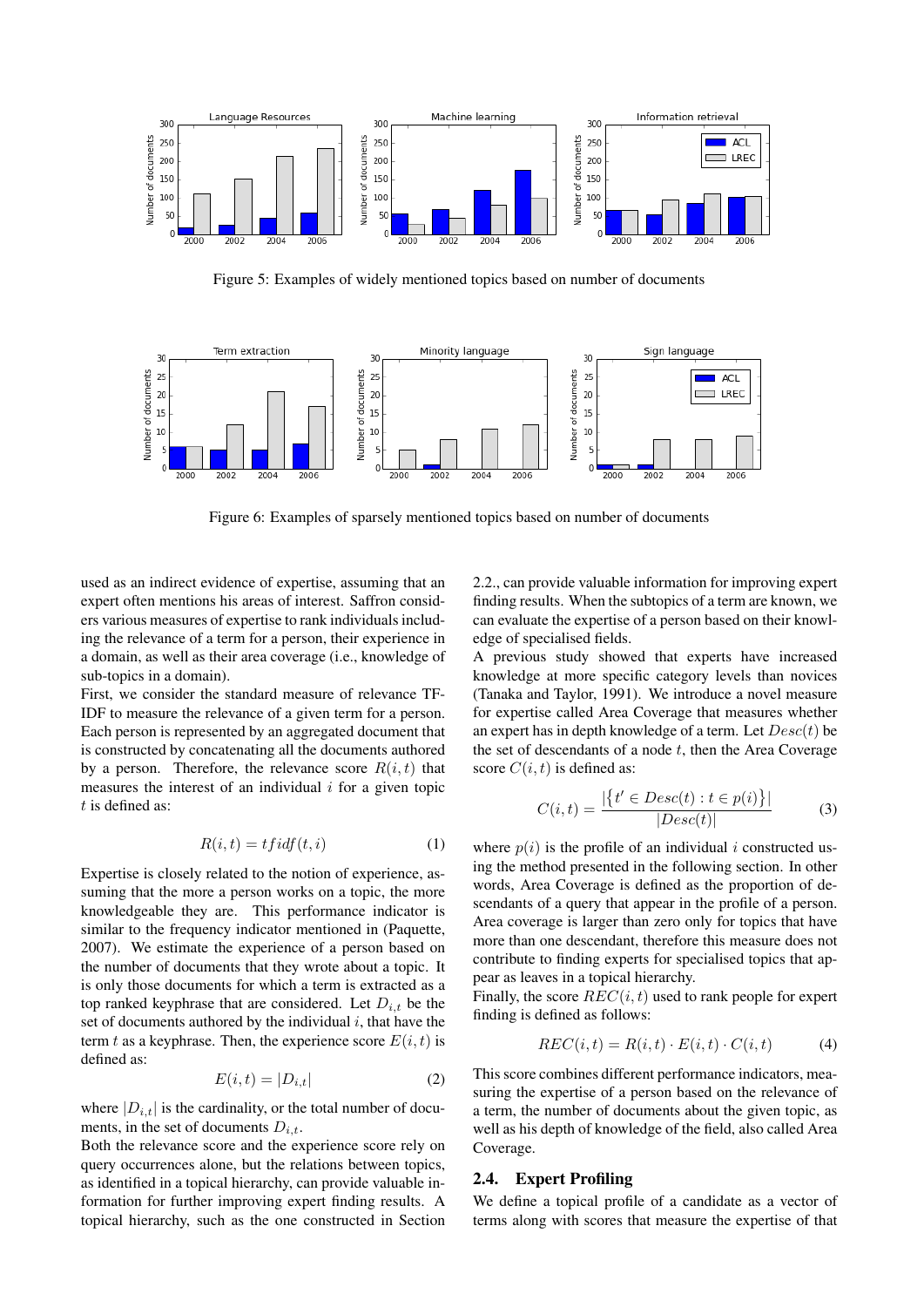Figure 5: Examples of widely mentioned topics based on number of documents

Figure 6: Examples of sparsely mentioned topics based on number of documents

used as an indirect evidence of expertise, assuming that an expert often mentions his areas of interest. Saffron considers various measures of expertise to rank individuals including the relevance of a term for a person, their experience in a domain, as well as their area coverage (i.e., knowledge of sub-topics in a domain).

First, we consider the standard measure of relevance TF-IDF to measure the relevance of a given term for a person. Each person is represented by an aggregated document that is constructed by concatenating all the documents authored by a person. Therefore, the relevance score $R(i, t)$ that measures the interest of an individual $i$ for a given topic $t$ is defined as:

$$R(i, t) = tfidf(t, i) \tag{1}$$

Expertise is closely related to the notion of experience, assuming that the more a person works on a topic, the more knowledgeable they are. This performance indicator is similar to the frequency indicator mentioned in (Paquette, 2007). We estimate the experience of a person based on the number of documents that they wrote about a topic. It is only those documents for which a term is extracted as a top ranked keyphrase that are considered. Let $D_{i,t}$ be the set of documents authored by the individual $i$, that have the term $t$ as a keyphrase. Then, the experience score $E(i, t)$ is defined as:

$$E(i, t) = |D_{i,t}| \tag{2}$$

where $|D_{i,t}|$ is the cardinality, or the total number of documents, in the set of documents $D_{i,t}$.

Both the relevance score and the experience score rely on query occurrences alone, but the relations between topics, as identified in a topical hierarchy, can provide valuable information for further improving expert finding results. A topical hierarchy, such as the one constructed in Section 2.2., can provide valuable information for improving expert finding results. When the subtopics of a term are known, we can evaluate the expertise of a person based on their knowledge of specialised fields.

A previous study showed that experts have increased knowledge at more specific category levels than novices (Tanaka and Taylor, 1991). We introduce a novel measure for expertise called Area Coverage that measures whether an expert has in depth knowledge of a term. Let $Desc(t)$ be the set of descendants of a node $t$, then the Area Coverage score $C(i, t)$ is defined as:

$$C(i, t) = \frac{|\{t' \in Desc(t) : t \in p(i)\}|}{|Desc(t)|} \tag{3}$$

where $p(i)$ is the profile of an individual $i$ constructed using the method presented in the following section. In other words, Area Coverage is defined as the proportion of descendants of a query that appear in the profile of a person. Area coverage is larger than zero only for topics that have more than one descendant, therefore this measure does not contribute to finding experts for specialised topics that appear as leaves in a topical hierarchy.

Finally, the score $REC(i, t)$ used to rank people for expert finding is defined as follows:

$$REC(i, t) = R(i, t) \cdot E(i, t) \cdot C(i, t) \tag{4}$$

This score combines different performance indicators, measuring the expertise of a person based on the relevance of a term, the number of documents about the given topic, as well as his depth of knowledge of the field, also called Area Coverage.

### 2.4. Expert Profiling

We define a topical profile of a candidate as a vector of terms along with scores that measure the expertise of that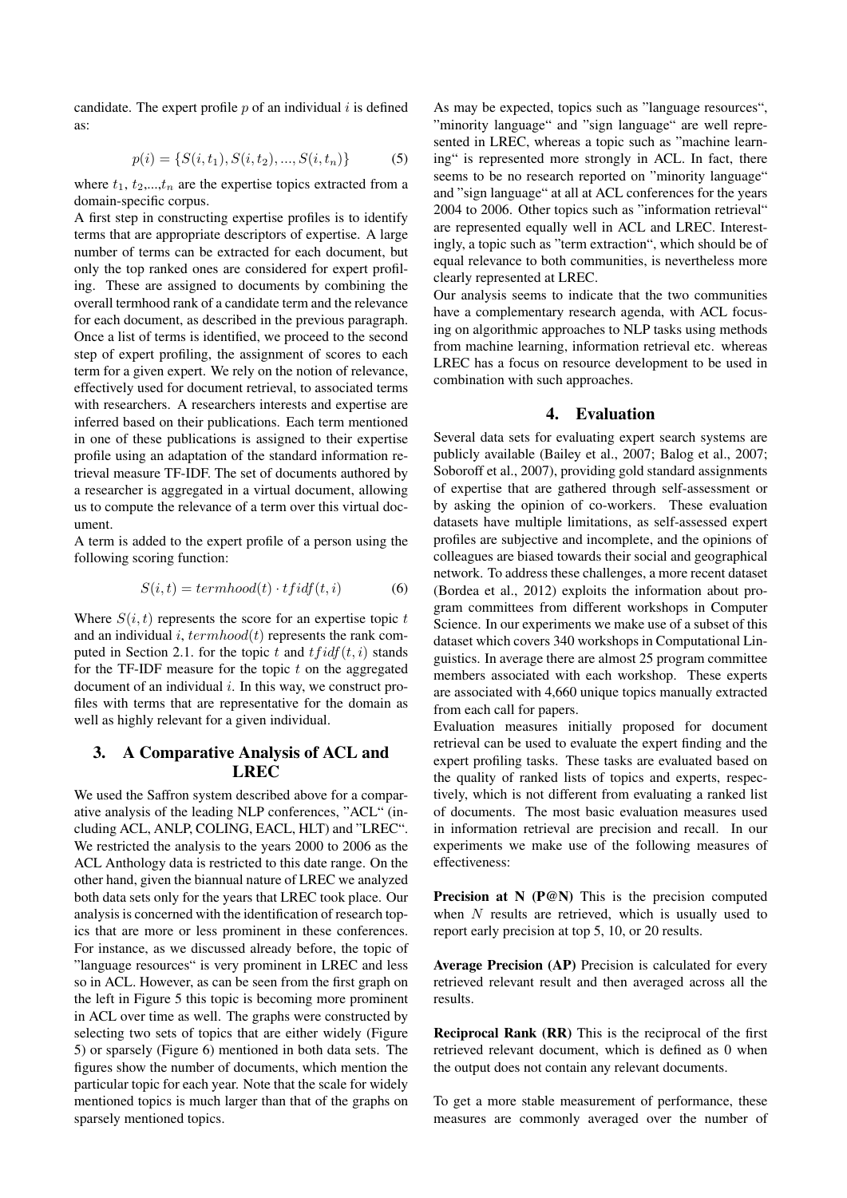candidate. The expert profile $p$ of an individual $i$ is defined as:

$$p(i) = \{S(i, t_1), S(i, t_2), ..., S(i, t_n)\} \quad (5)$$

where $t_1$, $t_2$,...,$t_n$ are the expertise topics extracted from a domain-specific corpus.

A first step in constructing expertise profiles is to identify terms that are appropriate descriptors of expertise. A large number of terms can be extracted for each document, but only the top ranked ones are considered for expert profiling. These are assigned to documents by combining the overall termhood rank of a candidate term and the relevance for each document, as described in the previous paragraph. Once a list of terms is identified, we proceed to the second step of expert profiling, the assignment of scores to each term for a given expert. We rely on the notion of relevance, effectively used for document retrieval, to associated terms with researchers. A researchers interests and expertise are inferred based on their publications. Each term mentioned in one of these publications is assigned to their expertise profile using an adaptation of the standard information retrieval measure TF-IDF. The set of documents authored by a researcher is aggregated in a virtual document, allowing us to compute the relevance of a term over this virtual document.

A term is added to the expert profile of a person using the following scoring function:

$$S(i, t) = termhood(t) \cdot tfidf(t, i) \quad (6)$$

Where $S(i, t)$ represents the score for an expertise topic $t$ and an individual $i$, $termhood(t)$ represents the rank computed in Section 2.1. for the topic $t$ and $tfidf(t, i)$ stands for the TF-IDF measure for the topic $t$ on the aggregated document of an individual $i$. In this way, we construct profiles with terms that are representative for the domain as well as highly relevant for a given individual.

## 3. A Comparative Analysis of ACL and LREC

We used the Saffron system described above for a comparative analysis of the leading NLP conferences, "ACL" (including ACL, ANLP, COLING, EACL, HLT) and "LREC". We restricted the analysis to the years 2000 to 2006 as the ACL Anthology data is restricted to this date range. On the other hand, given the biannual nature of LREC we analyzed both data sets only for the years that LREC took place. Our analysis is concerned with the identification of research topics that are more or less prominent in these conferences. For instance, as we discussed already before, the topic of "language resources" is very prominent in LREC and less so in ACL. However, as can be seen from the first graph on the left in Figure 5 this topic is becoming more prominent in ACL over time as well. The graphs were constructed by selecting two sets of topics that are either widely (Figure 5) or sparsely (Figure 6) mentioned in both data sets. The figures show the number of documents, which mention the particular topic for each year. Note that the scale for widely mentioned topics is much larger than that of the graphs on sparsely mentioned topics.

As may be expected, topics such as "language resources", "minority language" and "sign language" are well represented in LREC, whereas a topic such as "machine learning" is represented more strongly in ACL. In fact, there seems to be no research reported on "minority language" and "sign language" at all at ACL conferences for the years 2004 to 2006. Other topics such as "information retrieval" are represented equally well in ACL and LREC. Interestingly, a topic such as "term extraction", which should be of equal relevance to both communities, is nevertheless more clearly represented at LREC.

Our analysis seems to indicate that the two communities have a complementary research agenda, with ACL focusing on algorithmic approaches to NLP tasks using methods from machine learning, information retrieval etc. whereas LREC has a focus on resource development to be used in combination with such approaches.

## 4. Evaluation

Several data sets for evaluating expert search systems are publicly available (Bailey et al., 2007; Balog et al., 2007; Soboroff et al., 2007), providing gold standard assignments of expertise that are gathered through self-assessment or by asking the opinion of co-workers. These evaluation datasets have multiple limitations, as self-assessed expert profiles are subjective and incomplete, and the opinions of colleagues are biased towards their social and geographical network. To address these challenges, a more recent dataset (Bordea et al., 2012) exploits the information about program committees from different workshops in Computer Science. In our experiments we make use of a subset of this dataset which covers 340 workshops in Computational Linguistics. In average there are almost 25 program committee members associated with each workshop. These experts are associated with 4,660 unique topics manually extracted from each call for papers.

Evaluation measures initially proposed for document retrieval can be used to evaluate the expert finding and the expert profiling tasks. These tasks are evaluated based on the quality of ranked lists of topics and experts, respectively, which is not different from evaluating a ranked list of documents. The most basic evaluation measures used in information retrieval are precision and recall. In our experiments we make use of the following measures of effectiveness:

**Precision at N (P@N)** This is the precision computed when $N$ results are retrieved, which is usually used to report early precision at top 5, 10, or 20 results.

**Average Precision (AP)** Precision is calculated for every retrieved relevant result and then averaged across all the results.

**Reciprocal Rank (RR)** This is the reciprocal of the first retrieved relevant document, which is defined as 0 when the output does not contain any relevant documents.

To get a more stable measurement of performance, these measures are commonly averaged over the number of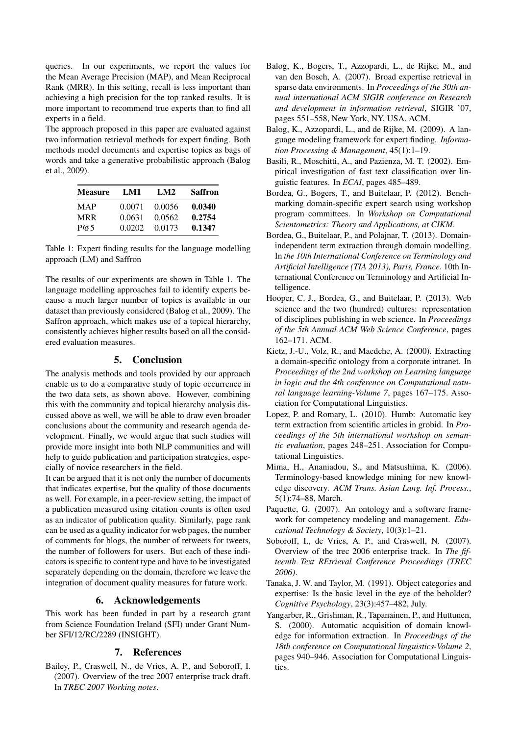queries. In our experiments, we report the values for the Mean Average Precision (MAP), and Mean Reciprocal Rank (MRR). In this setting, recall is less important than achieving a high precision for the top ranked results. It is more important to recommend true experts than to find all experts in a field.

The approach proposed in this paper are evaluated against two information retrieval methods for expert finding. Both methods model documents and expertise topics as bags of words and take a generative probabilistic approach (Balog et al., 2009).

| Measure | LM1 | LM2 | Saffron |
|---|---|---|---|
| MAP | 0.0071 | 0.0056 | **0.0340** |
| MRR | 0.0631 | 0.0562 | **0.2754** |
| P@5 | 0.0202 | 0.0173 | **0.1347** |

Table 1: Expert finding results for the language modelling approach (LM) and Saffron

The results of our experiments are shown in Table 1. The language modelling approaches fail to identify experts because a much larger number of topics is available in our dataset than previously considered (Balog et al., 2009). The Saffron approach, which makes use of a topical hierarchy, consistently achieves higher results based on all the considered evaluation measures.

## 5. Conclusion

The analysis methods and tools provided by our approach enable us to do a comparative study of topic occurrence in the two data sets, as shown above. However, combining this with the community and topical hierarchy analysis discussed above as well, we will be able to draw even broader conclusions about the community and research agenda development. Finally, we would argue that such studies will provide more insight into both NLP communities and will help to guide publication and participation strategies, especially of novice researchers in the field.

It can be argued that it is not only the number of documents that indicates expertise, but the quality of those documents as well. For example, in a peer-review setting, the impact of a publication measured using citation counts is often used as an indicator of publication quality. Similarly, page rank can be used as a quality indicator for web pages, the number of comments for blogs, the number of retweets for tweets, the number of followers for users. But each of these indicators is specific to content type and have to be investigated separately depending on the domain, therefore we leave the integration of document quality measures for future work.

## 6. Acknowledgements

This work has been funded in part by a research grant from Science Foundation Ireland (SFI) under Grant Number SFI/12/RC/2289 (INSIGHT).

## 7. References

Bailey, P., Craswell, N., de Vries, A. P., and Soboroff, I. (2007). Overview of the trec 2007 enterprise track draft. In *TREC 2007 Working notes*.

Balog, K., Bogers, T., Azzopardi, L., de Rijke, M., and van den Bosch, A. (2007). Broad expertise retrieval in sparse data environments. In *Proceedings of the 30th annual international ACM SIGIR conference on Research and development in information retrieval*, SIGIR '07, pages 551–558, New York, NY, USA. ACM.

Balog, K., Azzopardi, L., and de Rijke, M. (2009). A language modeling framework for expert finding. *Information Processing & Management*, 45(1):1–19.

Basili, R., Moschitti, A., and Pazienza, M. T. (2002). Empirical investigation of fast text classification over linguistic features. In *ECAI*, pages 485–489.

Bordea, G., Bogers, T., and Buitelaar, P. (2012). Benchmarking domain-specific expert search using workshop program committees. In *Workshop on Computational Scientometrics: Theory and Applications, at CIKM*.

Bordea, G., Buitelaar, P., and Polajnar, T. (2013). Domain-independent term extraction through domain modelling. In *the 10th International Conference on Terminology and Artificial Intelligence (TIA 2013), Paris, France*. 10th International Conference on Terminology and Artificial Intelligence.

Hooper, C. J., Bordea, G., and Buitelaar, P. (2013). Web science and the two (hundred) cultures: representation of disciplines publishing in web science. In *Proceedings of the 5th Annual ACM Web Science Conference*, pages 162–171. ACM.

Kietz, J.-U., Volz, R., and Maedche, A. (2000). Extracting a domain-specific ontology from a corporate intranet. In *Proceedings of the 2nd workshop on Learning language in logic and the 4th conference on Computational natural language learning-Volume 7*, pages 167–175. Association for Computational Linguistics.

Lopez, P. and Romary, L. (2010). Humb: Automatic key term extraction from scientific articles in grobid. In *Proceedings of the 5th international workshop on semantic evaluation*, pages 248–251. Association for Computational Linguistics.

Mima, H., Ananiadou, S., and Matsushima, K. (2006). Terminology-based knowledge mining for new knowledge discovery. *ACM Trans. Asian Lang. Inf. Process.*, 5(1):74–88, March.

Paquette, G. (2007). An ontology and a software framework for competency modeling and management. *Educational Technology & Society*, 10(3):1–21.

Soboroff, I., de Vries, A. P., and Craswell, N. (2007). Overview of the trec 2006 enterprise track. In *The fifteenth Text REtrieval Conference Proceedings (TREC 2006)*.

Tanaka, J. W. and Taylor, M. (1991). Object categories and expertise: Is the basic level in the eye of the beholder? *Cognitive Psychology*, 23(3):457–482, July.

Yangarber, R., Grishman, R., Tapanainen, P., and Huttunen, S. (2000). Automatic acquisition of domain knowledge for information extraction. In *Proceedings of the 18th conference on Computational linguistics-Volume 2*, pages 940–946. Association for Computational Linguistics.